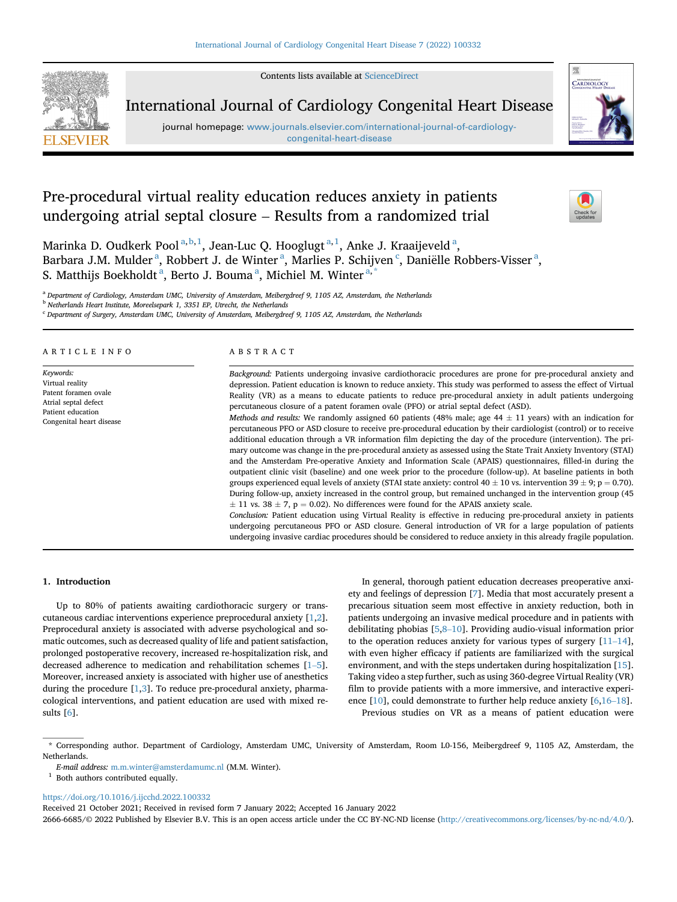# Pre-procedural virtual reality education reduces anxiety in patients undergoing atrial septal closure – Results from a randomized trial

Marinka D. Oudkerk Pool [a,b,1], Jean-Luc Q. Hooglugt [a,1], Anke J. Kraaijeveld [a], Barbara J.M. Mulder [a], Robbert J. de Winter [a], Marlies P. Schijven [c], Daniëlle Robbers-Visser [a], S. Matthijs Boekholdt [a], Berto J. Bouma [a], Michiel M. Winter [a,*]

[a] Department of Cardiology, Amsterdam UMC, University of Amsterdam, Meibergdreef 9, 1105 AZ, Amsterdam, the Netherlands
[b] Netherlands Heart Institute, Moreelsepark 1, 3351 EP, Utrecht, the Netherlands
[c] Department of Surgery, Amsterdam UMC, University of Amsterdam, Meibergdreef 9, 1105 AZ, Amsterdam, the Netherlands

## ARTICLE INFO

*Keywords:*
Virtual reality
Patent foramen ovale
Atrial septal defect
Patient education
Congenital heart disease

## ABSTRACT

*Background:* Patients undergoing invasive cardiothoracic procedures are prone for pre-procedural anxiety and depression. Patient education is known to reduce anxiety. This study was performed to assess the effect of Virtual Reality (VR) as a means to educate patients to reduce pre-procedural anxiety in adult patients undergoing percutaneous closure of a patent foramen ovale (PFO) or atrial septal defect (ASD).

*Methods and results:* We randomly assigned 60 patients (48% male; age 44 ± 11 years) with an indication for percutaneous PFO or ASD closure to receive pre-procedural education by their cardiologist (control) or to receive additional education through a VR information film depicting the day of the procedure (intervention). The primary outcome was change in the pre-procedural anxiety as assessed using the State Trait Anxiety Inventory (STAI) and the Amsterdam Pre-operative Anxiety and Information Scale (APAIS) questionnaires, filled-in during the outpatient clinic visit (baseline) and one week prior to the procedure (follow-up). At baseline patients in both groups experienced equal levels of anxiety (STAI state anxiety: control 40 ± 10 vs. intervention 39 ± 9; p = 0.70). During follow-up, anxiety increased in the control group, but remained unchanged in the intervention group (45 ± 11 vs. 38 ± 7, p = 0.02). No differences were found for the APAIS anxiety scale.

*Conclusion:* Patient education using Virtual Reality is effective in reducing pre-procedural anxiety in patients undergoing percutaneous PFO or ASD closure. General introduction of VR for a large population of patients undergoing invasive cardiac procedures should be considered to reduce anxiety in this already fragile population.

## 1. Introduction

Up to 80% of patients awaiting cardiothoracic surgery or transcutaneous cardiac interventions experience preprocedural anxiety [1,2]. Preprocedural anxiety is associated with adverse psychological and somatic outcomes, such as decreased quality of life and patient satisfaction, prolonged postoperative recovery, increased re-hospitalization risk, and decreased adherence to medication and rehabilitation schemes [1–5]. Moreover, increased anxiety is associated with higher use of anesthetics during the procedure [1,3]. To reduce pre-procedural anxiety, pharmacological interventions, and patient education are used with mixed results [6].

In general, thorough patient education decreases preoperative anxiety and feelings of depression [7]. Media that most accurately present a precarious situation seem most effective in anxiety reduction, both in patients undergoing an invasive medical procedure and in patients with debilitating phobias [5,8–10]. Providing audio-visual information prior to the operation reduces anxiety for various types of surgery [11–14], with even higher efficacy if patients are familiarized with the surgical environment, and with the steps undertaken during hospitalization [15]. Taking video a step further, such as using 360-degree Virtual Reality (VR) film to provide patients with a more immersive, and interactive experience [10], could demonstrate to further help reduce anxiety [6,16–18].

Previous studies on VR as a means of patient education were

\* Corresponding author. Department of Cardiology, Amsterdam UMC, University of Amsterdam, Room L0-156, Meibergdreef 9, 1105 AZ, Amsterdam, the Netherlands.
*E-mail address:* m.m.winter@amsterdamumc.nl (M.M. Winter).
[1] Both authors contributed equally.

https://doi.org/10.1016/j.ijcchd.2022.100332
Received 21 October 2021; Received in revised form 7 January 2022; Accepted 16 January 2022
2666-6685/© 2022 Published by Elsevier B.V. This is an open access article under the CC BY-NC-ND license (http://creativecommons.org/licenses/by-nc-nd/4.0/).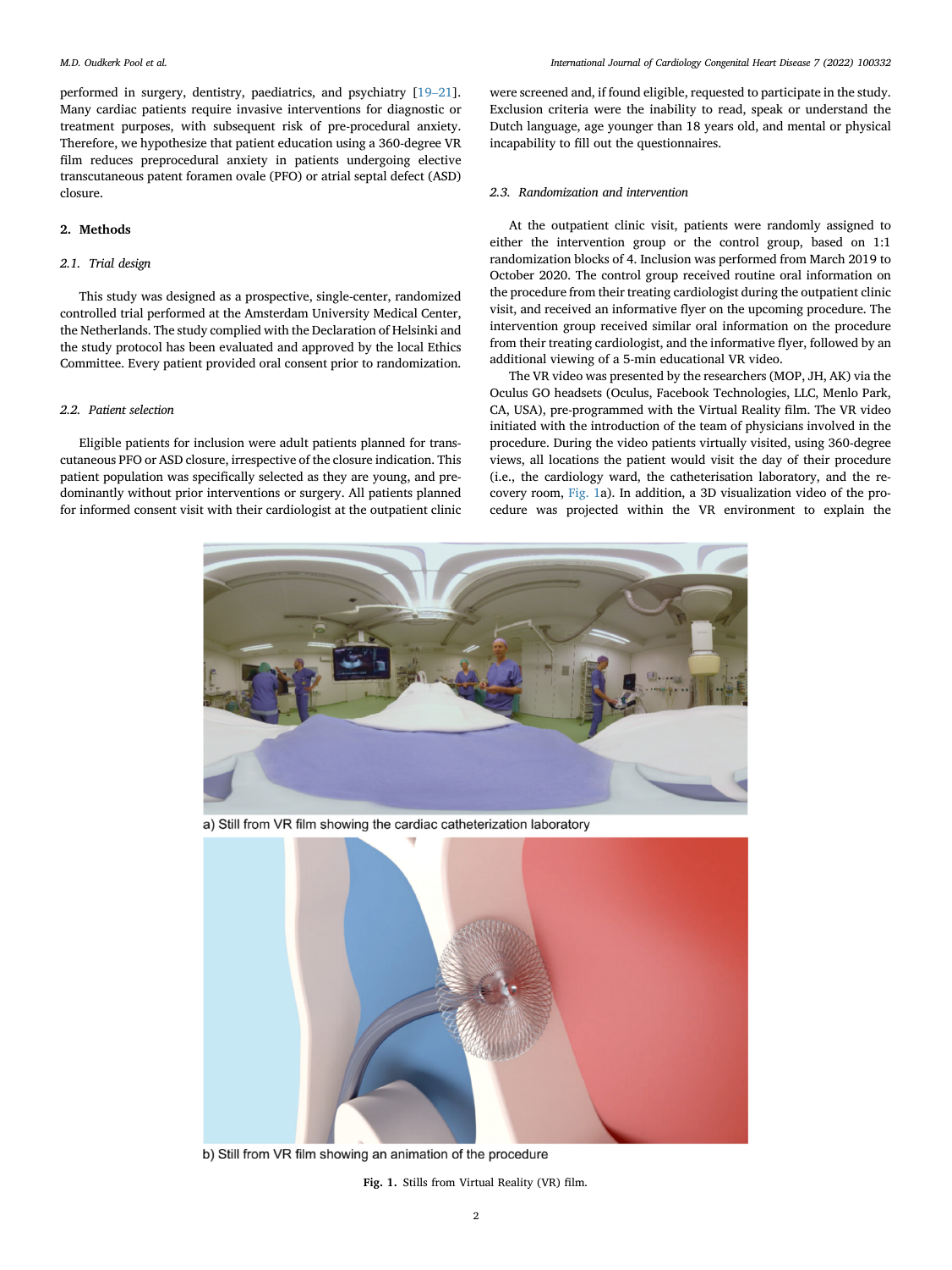performed in surgery, dentistry, paediatrics, and psychiatry [19–21]. Many cardiac patients require invasive interventions for diagnostic or treatment purposes, with subsequent risk of pre-procedural anxiety. Therefore, we hypothesize that patient education using a 360-degree VR film reduces preprocedural anxiety in patients undergoing elective transcutaneous patent foramen ovale (PFO) or atrial septal defect (ASD) closure.

## 2. Methods

### 2.1. Trial design

This study was designed as a prospective, single-center, randomized controlled trial performed at the Amsterdam University Medical Center, the Netherlands. The study complied with the Declaration of Helsinki and the study protocol has been evaluated and approved by the local Ethics Committee. Every patient provided oral consent prior to randomization.

### 2.2. Patient selection

Eligible patients for inclusion were adult patients planned for transcutaneous PFO or ASD closure, irrespective of the closure indication. This patient population was specifically selected as they are young, and predominantly without prior interventions or surgery. All patients planned for informed consent visit with their cardiologist at the outpatient clinic were screened and, if found eligible, requested to participate in the study. Exclusion criteria were the inability to read, speak or understand the Dutch language, age younger than 18 years old, and mental or physical incapability to fill out the questionnaires.

### 2.3. Randomization and intervention

At the outpatient clinic visit, patients were randomly assigned to either the intervention group or the control group, based on 1:1 randomization blocks of 4. Inclusion was performed from March 2019 to October 2020. The control group received routine oral information on the procedure from their treating cardiologist during the outpatient clinic visit, and received an informative flyer on the upcoming procedure. The intervention group received similar oral information on the procedure from their treating cardiologist, and the informative flyer, followed by an additional viewing of a 5-min educational VR video.

The VR video was presented by the researchers (MOP, JH, AK) via the Oculus GO headsets (Oculus, Facebook Technologies, LLC, Menlo Park, CA, USA), pre-programmed with the Virtual Reality film. The VR video initiated with the introduction of the team of physicians involved in the procedure. During the video patients virtually visited, using 360-degree views, all locations the patient would visit the day of their procedure (i.e., the cardiology ward, the catheterisation laboratory, and the recovery room, Fig. 1a). In addition, a 3D visualization video of the procedure was projected within the VR environment to explain the

a) Still from VR film showing the cardiac catheterization laboratory

b) Still from VR film showing an animation of the procedure

**Fig. 1.** Stills from Virtual Reality (VR) film.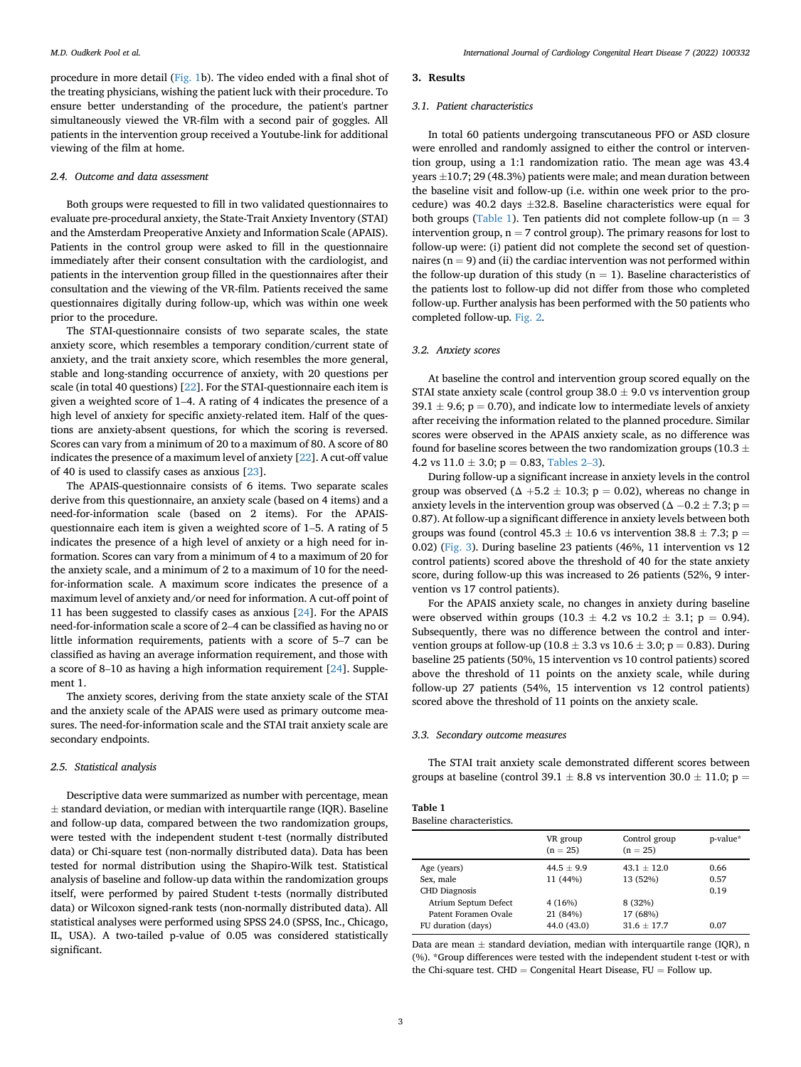procedure in more detail (Fig. 1b). The video ended with a final shot of the treating physicians, wishing the patient luck with their procedure. To ensure better understanding of the procedure, the patient's partner simultaneously viewed the VR-film with a second pair of goggles. All patients in the intervention group received a Youtube-link for additional viewing of the film at home.

### 2.4. Outcome and data assessment

Both groups were requested to fill in two validated questionnaires to evaluate pre-procedural anxiety, the State-Trait Anxiety Inventory (STAI) and the Amsterdam Preoperative Anxiety and Information Scale (APAIS). Patients in the control group were asked to fill in the questionnaire immediately after their consent consultation with the cardiologist, and patients in the intervention group filled in the questionnaires after their consultation and the viewing of the VR-film. Patients received the same questionnaires digitally during follow-up, which was within one week prior to the procedure.

The STAI-questionnaire consists of two separate scales, the state anxiety score, which resembles a temporary condition/current state of anxiety, and the trait anxiety score, which resembles the more general, stable and long-standing occurrence of anxiety, with 20 questions per scale (in total 40 questions) [22]. For the STAI-questionnaire each item is given a weighted score of 1–4. A rating of 4 indicates the presence of a high level of anxiety for specific anxiety-related item. Half of the questions are anxiety-absent questions, for which the scoring is reversed. Scores can vary from a minimum of 20 to a maximum of 80. A score of 80 indicates the presence of a maximum level of anxiety [22]. A cut-off value of 40 is used to classify cases as anxious [23].

The APAIS-questionnaire consists of 6 items. Two separate scales derive from this questionnaire, an anxiety scale (based on 4 items) and a need-for-information scale (based on 2 items). For the APAIS-questionnaire each item is given a weighted score of 1–5. A rating of 5 indicates the presence of a high level of anxiety or a high need for information. Scores can vary from a minimum of 4 to a maximum of 20 for the anxiety scale, and a minimum of 2 to a maximum of 10 for the need-for-information scale. A maximum score indicates the presence of a maximum level of anxiety and/or need for information. A cut-off point of 11 has been suggested to classify cases as anxious [24]. For the APAIS need-for-information scale a score of 2–4 can be classified as having no or little information requirements, patients with a score of 5–7 can be classified as having an average information requirement, and those with a score of 8–10 as having a high information requirement [24]. Supplement 1.

The anxiety scores, deriving from the state anxiety scale of the STAI and the anxiety scale of the APAIS were used as primary outcome measures. The need-for-information scale and the STAI trait anxiety scale are secondary endpoints.

### 2.5. Statistical analysis

Descriptive data were summarized as number with percentage, mean ± standard deviation, or median with interquartile range (IQR). Baseline and follow-up data, compared between the two randomization groups, were tested with the independent student t-test (normally distributed data) or Chi-square test (non-normally distributed data). Data has been tested for normal distribution using the Shapiro-Wilk test. Statistical analysis of baseline and follow-up data within the randomization groups itself, were performed by paired Student t-tests (normally distributed data) or Wilcoxon signed-rank tests (non-normally distributed data). All statistical analyses were performed using SPSS 24.0 (SPSS, Inc., Chicago, IL, USA). A two-tailed p-value of 0.05 was considered statistically significant.

## 3. Results

### 3.1. Patient characteristics

In total 60 patients undergoing transcutaneous PFO or ASD closure were enrolled and randomly assigned to either the control or intervention group, using a 1:1 randomization ratio. The mean age was 43.4 years ±10.7; 29 (48.3%) patients were male; and mean duration between the baseline visit and follow-up (i.e. within one week prior to the procedure) was 40.2 days ±32.8. Baseline characteristics were equal for both groups (Table 1). Ten patients did not complete follow-up (n = 3 intervention group, n = 7 control group). The primary reasons for lost to follow-up were: (i) patient did not complete the second set of questionnaires (n = 9) and (ii) the cardiac intervention was not performed within the follow-up duration of this study (n = 1). Baseline characteristics of the patients lost to follow-up did not differ from those who completed follow-up. Further analysis has been performed with the 50 patients who completed follow-up. Fig. 2.

### 3.2. Anxiety scores

At baseline the control and intervention group scored equally on the STAI state anxiety scale (control group 38.0 ± 9.0 vs intervention group 39.1 ± 9.6; p = 0.70), and indicate low to intermediate levels of anxiety after receiving the information related to the planned procedure. Similar scores were observed in the APAIS anxiety scale, as no difference was found for baseline scores between the two randomization groups (10.3 ± 4.2 vs 11.0 ± 3.0; p = 0.83, Tables 2–3).

During follow-up a significant increase in anxiety levels in the control group was observed (Δ +5.2 ± 10.3; p = 0.02), whereas no change in anxiety levels in the intervention group was observed (Δ −0.2 ± 7.3; p = 0.87). At follow-up a significant difference in anxiety levels between both groups was found (control 45.3 ± 10.6 vs intervention 38.8 ± 7.3; p = 0.02) (Fig. 3). During baseline 23 patients (46%, 11 intervention vs 12 control patients) scored above the threshold of 40 for the state anxiety score, during follow-up this was increased to 26 patients (52%, 9 intervention vs 17 control patients).

For the APAIS anxiety scale, no changes in anxiety during baseline were observed within groups (10.3 ± 4.2 vs 10.2 ± 3.1; p = 0.94). Subsequently, there was no difference between the control and intervention groups at follow-up (10.8 ± 3.3 vs 10.6 ± 3.0; p = 0.83). During baseline 25 patients (50%, 15 intervention vs 10 control patients) scored above the threshold of 11 points on the anxiety scale, while during follow-up 27 patients (54%, 15 intervention vs 12 control patients) scored above the threshold of 11 points on the anxiety scale.

### 3.3. Secondary outcome measures

The STAI trait anxiety scale demonstrated different scores between groups at baseline (control 39.1 ± 8.8 vs intervention 30.0 ± 11.0; p =

**Table 1**
Baseline characteristics.

| | VR group (n = 25) | Control group (n = 25) | p-value* |
|---|---|---|---|
| Age (years) | 44.5 ± 9.9 | 43.1 ± 12.0 | 0.66 |
| Sex, male | 11 (44%) | 13 (52%) | 0.57 |
| CHD Diagnosis | | | 0.19 |
| Atrium Septum Defect | 4 (16%) | 8 (32%) | |
| Patent Foramen Ovale | 21 (84%) | 17 (68%) | |
| FU duration (days) | 44.0 (43.0) | 31.6 ± 17.7 | 0.07 |

Data are mean ± standard deviation, median with interquartile range (IQR), n (%). *Group differences were tested with the independent student t-test or with the Chi-square test. CHD = Congenital Heart Disease, FU = Follow up.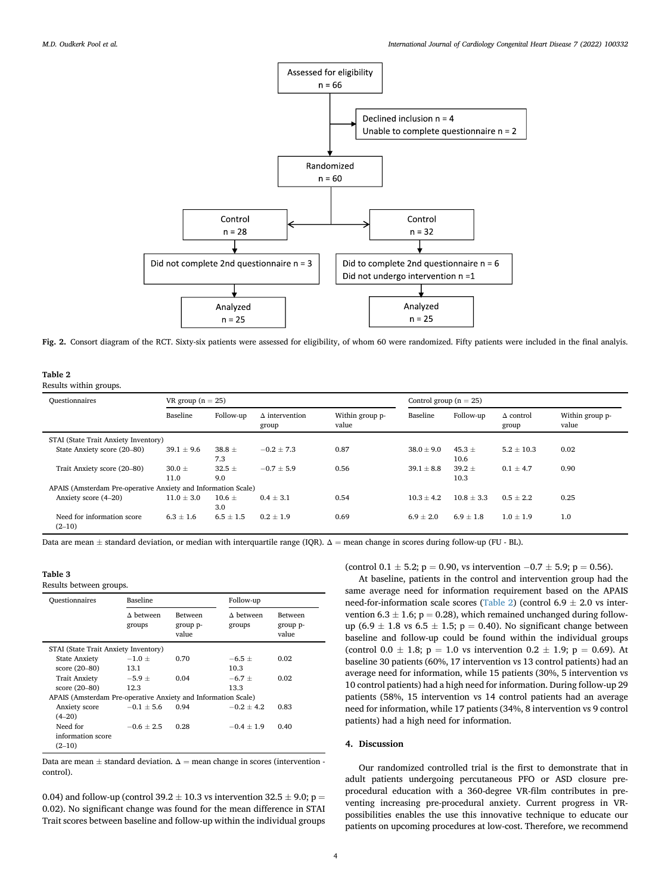Assessed for eligibility
n = 66

Declined inclusion n = 4
Unable to complete questionnaire n = 2

Randomized
n = 60

Control
n = 28

Control
n = 32

Did not complete 2nd questionnaire n = 3

Did to complete 2nd questionnaire n = 6
Did not undergo intervention n =1

Analyzed
n = 25

Analyzed
n = 25

**Fig. 2.** Consort diagram of the RCT. Sixty-six patients were assessed for eligibility, of whom 60 were randomized. Fifty patients were included in the final analyis.

**Table 2**
Results within groups.

| Questionnaires | VR group (n = 25) | | | | Control group (n = 25) | | | |
|---|---|---|---|---|---|---|---|---|
| | Baseline | Follow-up | Δ intervention group | Within group p-value | Baseline | Follow-up | Δ control group | Within group p-value |
| STAI (State Trait Anxiety Inventory) | | | | | | | | |
| State Anxiety score (20–80) | 39.1 ± 9.6 | 38.8 ± 7.3 | −0.2 ± 7.3 | 0.87 | 38.0 ± 9.0 | 45.3 ± 10.6 | 5.2 ± 10.3 | 0.02 |
| Trait Anxiety score (20–80) | 30.0 ± 11.0 | 32.5 ± 9.0 | −0.7 ± 5.9 | 0.56 | 39.1 ± 8.8 | 39.2 ± 10.3 | 0.1 ± 4.7 | 0.90 |
| APAIS (Amsterdam Pre-operative Anxiety and Information Scale) | | | | | | | | |
| Anxiety score (4–20) | 11.0 ± 3.0 | 10.6 ± 3.0 | 0.4 ± 3.1 | 0.54 | 10.3 ± 4.2 | 10.8 ± 3.3 | 0.5 ± 2.2 | 0.25 |
| Need for information score (2–10) | 6.3 ± 1.6 | 6.5 ± 1.5 | 0.2 ± 1.9 | 0.69 | 6.9 ± 2.0 | 6.9 ± 1.8 | 1.0 ± 1.9 | 1.0 |

Data are mean ± standard deviation, or median with interquartile range (IQR). Δ = mean change in scores during follow-up (FU - BL).

**Table 3**
Results between groups.

| Questionnaires | Baseline | | Follow-up | |
|---|---|---|---|---|
| | Δ between groups | Between group p-value | Δ between groups | Between group p-value |
| STAI (State Trait Anxiety Inventory) | | | | |
| State Anxiety score (20–80) | −1.0 ± 13.1 | 0.70 | −6.5 ± 10.3 | 0.02 |
| Trait Anxiety score (20–80) | −5.9 ± 12.3 | 0.04 | −6.7 ± 13.3 | 0.02 |
| APAIS (Amsterdam Pre-operative Anxiety and Information Scale) | | | | |
| Anxiety score (4–20) | −0.1 ± 5.6 | 0.94 | −0.2 ± 4.2 | 0.83 |
| Need for information score (2–10) | −0.6 ± 2.5 | 0.28 | −0.4 ± 1.9 | 0.40 |

Data are mean ± standard deviation. Δ = mean change in scores (intervention - control).

0.04) and follow-up (control 39.2 ± 10.3 vs intervention 32.5 ± 9.0; p = 0.02). No significant change was found for the mean difference in STAI Trait scores between baseline and follow-up within the individual groups (control 0.1 ± 5.2; p = 0.90, vs intervention −0.7 ± 5.9; p = 0.56).

At baseline, patients in the control and intervention group had the same average need for information requirement based on the APAIS need-for-information scale scores (Table 2) (control 6.9 ± 2.0 vs intervention 6.3 ± 1.6; p = 0.28), which remained unchanged during follow-up (6.9 ± 1.8 vs 6.5 ± 1.5; p = 0.40). No significant change between baseline and follow-up could be found within the individual groups (control 0.0 ± 1.8; p = 1.0 vs intervention 0.2 ± 1.9; p = 0.69). At baseline 30 patients (60%, 17 intervention vs 13 control patients) had an average need for information, while 15 patients (30%, 5 intervention vs 10 control patients) had a high need for information. During follow-up 29 patients (58%, 15 intervention vs 14 control patients had an average need for information, while 17 patients (34%, 8 intervention vs 9 control patients) had a high need for information.

## 4. Discussion

Our randomized controlled trial is the first to demonstrate that in adult patients undergoing percutaneous PFO or ASD closure pre-procedural education with a 360-degree VR-film contributes in preventing increasing pre-procedural anxiety. Current progress in VR-possibilities enables the use this innovative technique to educate our patients on upcoming procedures at low-cost. Therefore, we recommend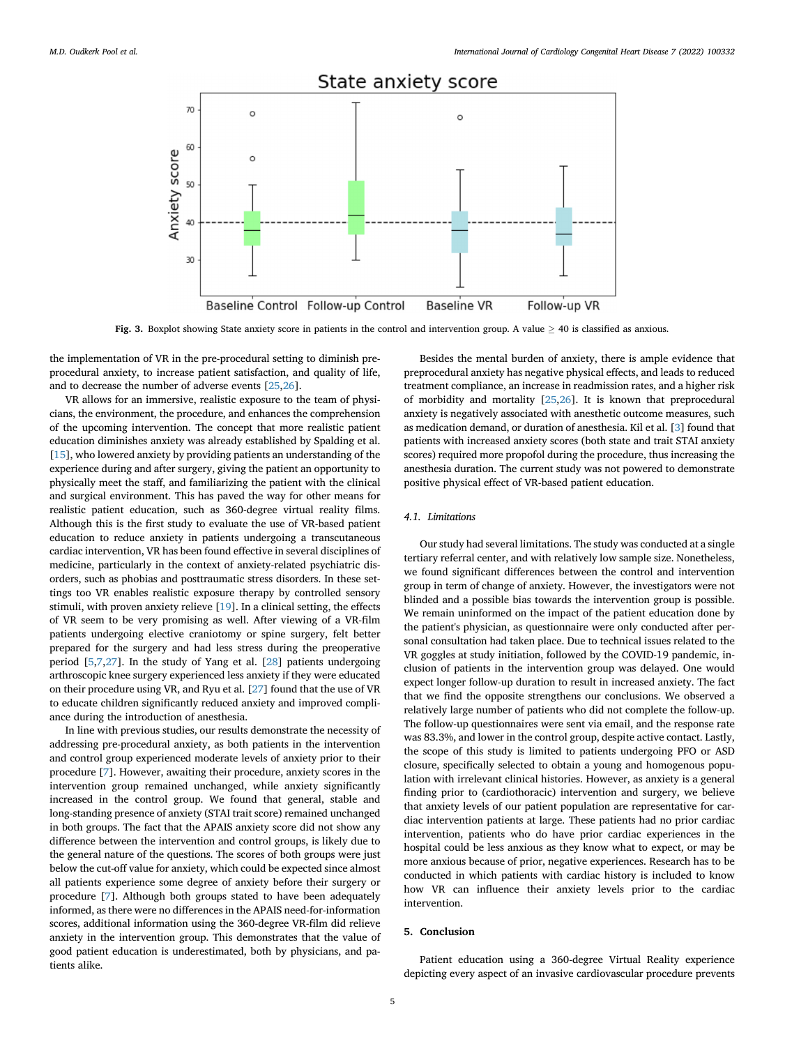Fig. 3. Boxplot showing State anxiety score in patients in the control and intervention group. A value ≥ 40 is classified as anxious.

the implementation of VR in the pre-procedural setting to diminish pre-procedural anxiety, to increase patient satisfaction, and quality of life, and to decrease the number of adverse events [25,26].

VR allows for an immersive, realistic exposure to the team of physicians, the environment, the procedure, and enhances the comprehension of the upcoming intervention. The concept that more realistic patient education diminishes anxiety was already established by Spalding et al. [15], who lowered anxiety by providing patients an understanding of the experience during and after surgery, giving the patient an opportunity to physically meet the staff, and familiarizing the patient with the clinical and surgical environment. This has paved the way for other means for realistic patient education, such as 360-degree virtual reality films. Although this is the first study to evaluate the use of VR-based patient education to reduce anxiety in patients undergoing a transcutaneous cardiac intervention, VR has been found effective in several disciplines of medicine, particularly in the context of anxiety-related psychiatric disorders, such as phobias and posttraumatic stress disorders. In these settings too VR enables realistic exposure therapy by controlled sensory stimuli, with proven anxiety relieve [19]. In a clinical setting, the effects of VR seem to be very promising as well. After viewing of a VR-film patients undergoing elective craniotomy or spine surgery, felt better prepared for the surgery and had less stress during the preoperative period [5,7,27]. In the study of Yang et al. [28] patients undergoing arthroscopic knee surgery experienced less anxiety if they were educated on their procedure using VR, and Ryu et al. [27] found that the use of VR to educate children significantly reduced anxiety and improved compliance during the introduction of anesthesia.

In line with previous studies, our results demonstrate the necessity of addressing pre-procedural anxiety, as both patients in the intervention and control group experienced moderate levels of anxiety prior to their procedure [7]. However, awaiting their procedure, anxiety scores in the intervention group remained unchanged, while anxiety significantly increased in the control group. We found that general, stable and long-standing presence of anxiety (STAI trait score) remained unchanged in both groups. The fact that the APAIS anxiety score did not show any difference between the intervention and control groups, is likely due to the general nature of the questions. The scores of both groups were just below the cut-off value for anxiety, which could be expected since almost all patients experience some degree of anxiety before their surgery or procedure [7]. Although both groups stated to have been adequately informed, as there were no differences in the APAIS need-for-information scores, additional information using the 360-degree VR-film did relieve anxiety in the intervention group. This demonstrates that the value of good patient education is underestimated, both by physicians, and patients alike.

Besides the mental burden of anxiety, there is ample evidence that preprocedural anxiety has negative physical effects, and leads to reduced treatment compliance, an increase in readmission rates, and a higher risk of morbidity and mortality [25,26]. It is known that preprocedural anxiety is negatively associated with anesthetic outcome measures, such as medication demand, or duration of anesthesia. Kil et al. [3] found that patients with increased anxiety scores (both state and trait STAI anxiety scores) required more propofol during the procedure, thus increasing the anesthesia duration. The current study was not powered to demonstrate positive physical effect of VR-based patient education.

### 4.1. Limitations

Our study had several limitations. The study was conducted at a single tertiary referral center, and with relatively low sample size. Nonetheless, we found significant differences between the control and intervention group in term of change of anxiety. However, the investigators were not blinded and a possible bias towards the intervention group is possible. We remain uninformed on the impact of the patient education done by the patient's physician, as questionnaire were only conducted after personal consultation had taken place. Due to technical issues related to the VR goggles at study initiation, followed by the COVID-19 pandemic, inclusion of patients in the intervention group was delayed. One would expect longer follow-up duration to result in increased anxiety. The fact that we find the opposite strengthens our conclusions. We observed a relatively large number of patients who did not complete the follow-up. The follow-up questionnaires were sent via email, and the response rate was 83.3%, and lower in the control group, despite active contact. Lastly, the scope of this study is limited to patients undergoing PFO or ASD closure, specifically selected to obtain a young and homogenous population with irrelevant clinical histories. However, as anxiety is a general finding prior to (cardiothoracic) intervention and surgery, we believe that anxiety levels of our patient population are representative for cardiac intervention patients at large. These patients had no prior cardiac intervention, patients who do have prior cardiac experiences in the hospital could be less anxious as they know what to expect, or may be more anxious because of prior, negative experiences. Research has to be conducted in which patients with cardiac history is included to know how VR can influence their anxiety levels prior to the cardiac intervention.

## 5. Conclusion

Patient education using a 360-degree Virtual Reality experience depicting every aspect of an invasive cardiovascular procedure prevents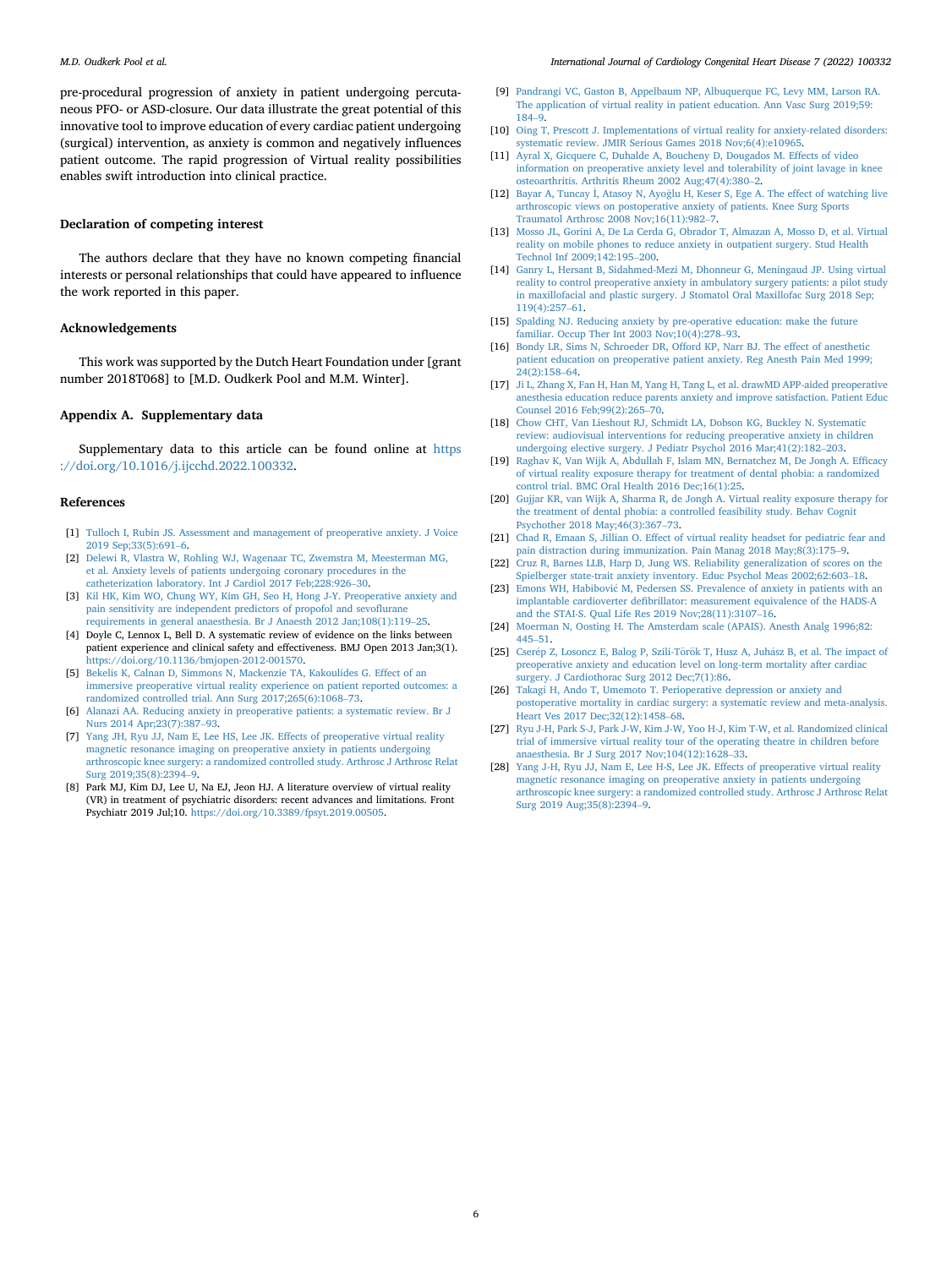pre-procedural progression of anxiety in patient undergoing percutaneous PFO- or ASD-closure. Our data illustrate the great potential of this innovative tool to improve education of every cardiac patient undergoing (surgical) intervention, as anxiety is common and negatively influences patient outcome. The rapid progression of Virtual reality possibilities enables swift introduction into clinical practice.

## Declaration of competing interest

The authors declare that they have no known competing financial interests or personal relationships that could have appeared to influence the work reported in this paper.

## Acknowledgements

This work was supported by the Dutch Heart Foundation under [grant number 2018T068] to [M.D. Oudkerk Pool and M.M. Winter].

## Appendix A. Supplementary data

Supplementary data to this article can be found online at https://doi.org/10.1016/j.ijcchd.2022.100332.

## References

[1] Tulloch I, Rubin JS. Assessment and management of preoperative anxiety. J Voice 2019 Sep;33(5):691–6.

[2] Delewi R, Vlastra W, Rohling WJ, Wagenaar TC, Zwemstra M, Meesterman MG, et al. Anxiety levels of patients undergoing coronary procedures in the catheterization laboratory. Int J Cardiol 2017 Feb;228:926–30.

[3] Kil HK, Kim WO, Chung WY, Kim GH, Seo H, Hong J-Y. Preoperative anxiety and pain sensitivity are independent predictors of propofol and sevoflurane requirements in general anaesthesia. Br J Anaesth 2012 Jan;108(1):119–25.

[4] Doyle C, Lennox L, Bell D. A systematic review of evidence on the links between patient experience and clinical safety and effectiveness. BMJ Open 2013 Jan;3(1). https://doi.org/10.1136/bmjopen-2012-001570.

[5] Bekelis K, Calnan D, Simmons N, Mackenzie TA, Kakoulides G. Effect of an immersive preoperative virtual reality experience on patient reported outcomes: a randomized controlled trial. Ann Surg 2017;265(6):1068–73.

[6] Alanazi AA. Reducing anxiety in preoperative patients: a systematic review. Br J Nurs 2014 Apr;23(7):387–93.

[7] Yang JH, Ryu JJ, Nam E, Lee HS, Lee JK. Effects of preoperative virtual reality magnetic resonance imaging on preoperative anxiety in patients undergoing arthroscopic knee surgery: a randomized controlled study. Arthrosc J Arthrosc Relat Surg 2019;35(8):2394–9.

[8] Park MJ, Kim DJ, Lee U, Na EJ, Jeon HJ. A literature overview of virtual reality (VR) in treatment of psychiatric disorders: recent advances and limitations. Front Psychiatr 2019 Jul;10. https://doi.org/10.3389/fpsyt.2019.00505.

[9] Pandrangi VC, Gaston B, Appelbaum NP, Albuquerque FC, Levy MM, Larson RA. The application of virtual reality in patient education. Ann Vasc Surg 2019;59:184–9.

[10] Oing T, Prescott J. Implementations of virtual reality for anxiety-related disorders: systematic review. JMIR Serious Games 2018 Nov;6(4):e10965.

[11] Ayral X, Gicquere C, Duhalde A, Boucheny D, Dougados M. Effects of video information on preoperative anxiety level and tolerability of joint lavage in knee osteoarthritis. Arthritis Rheum 2002 Aug;47(4):380–2.

[12] Bayar A, Tuncay İ, Atasoy N, Ayoğlu H, Keser S, Ege A. The effect of watching live arthroscopic views on postoperative anxiety of patients. Knee Surg Sports Traumatol Arthrosc 2008 Nov;16(11):982–7.

[13] Mosso JL, Gorini A, De La Cerda G, Obrador T, Almazan A, Mosso D, et al. Virtual reality on mobile phones to reduce anxiety in outpatient surgery. Stud Health Technol Inf 2009;142:195–200.

[14] Ganry L, Hersant B, Sidahmed-Mezi M, Dhonneur G, Meningaud JP. Using virtual reality to control preoperative anxiety in ambulatory surgery patients: a pilot study in maxillofacial and plastic surgery. J Stomatol Oral Maxillofac Surg 2018 Sep;119(4):257–61.

[15] Spalding NJ. Reducing anxiety by pre-operative education: make the future familiar. Occup Ther Int 2003 Nov;10(4):278–93.

[16] Bondy LR, Sims N, Schroeder DR, Offord KP, Narr BJ. The effect of anesthetic patient education on preoperative patient anxiety. Reg Anesth Pain Med 1999;24(2):158–64.

[17] Ji L, Zhang X, Fan H, Han M, Yang H, Tang L, et al. drawMD APP-aided preoperative anesthesia education reduce parents anxiety and improve satisfaction. Patient Educ Counsel 2016 Feb;99(2):265–70.

[18] Chow CHT, Van Lieshout RJ, Schmidt LA, Dobson KG, Buckley N. Systematic review: audiovisual interventions for reducing preoperative anxiety in children undergoing elective surgery. J Pediatr Psychol 2016 Mar;41(2):182–203.

[19] Raghav K, Van Wijk A, Abdullah F, Islam MN, Bernatchez M, De Jongh A. Efficacy of virtual reality exposure therapy for treatment of dental phobia: a randomized control trial. BMC Oral Health 2016 Dec;16(1):25.

[20] Gujjar KR, van Wijk A, Sharma R, de Jongh A. Virtual reality exposure therapy for the treatment of dental phobia: a controlled feasibility study. Behav Cognit Psychother 2018 May;46(3):367–73.

[21] Chad R, Emaan S, Jillian O. Effect of virtual reality headset for pediatric fear and pain distraction during immunization. Pain Manag 2018 May;8(3):175–9.

[22] Cruz R, Barnes LLB, Harp D, Jung WS. Reliability generalization of scores on the Spielberger state-trait anxiety inventory. Educ Psychol Meas 2002;62:603–18.

[23] Emons WH, Habibović M, Pedersen SS. Prevalence of anxiety in patients with an implantable cardioverter defibrillator: measurement equivalence of the HADS-A and the STAI-S. Qual Life Res 2019 Nov;28(11):3107–16.

[24] Moerman N, Oosting H. The Amsterdam scale (APAIS). Anesth Analg 1996;82:445–51.

[25] Cserép Z, Losoncz E, Balog P, Szili-Török T, Husz A, Juhász B, et al. The impact of preoperative anxiety and education level on long-term mortality after cardiac surgery. J Cardiothorac Surg 2012 Dec;7(1):86.

[26] Takagi H, Ando T, Umemoto T. Perioperative depression or anxiety and postoperative mortality in cardiac surgery: a systematic review and meta-analysis. Heart Ves 2017 Dec;32(12):1458–68.

[27] Ryu J-H, Park S-J, Park J-W, Kim J-W, Yoo H-J, Kim T-W, et al. Randomized clinical trial of immersive virtual reality tour of the operating theatre in children before anaesthesia. Br J Surg 2017 Nov;104(12):1628–33.

[28] Yang J-H, Ryu JJ, Nam E, Lee H-S, Lee JK. Effects of preoperative virtual reality magnetic resonance imaging on preoperative anxiety in patients undergoing arthroscopic knee surgery: a randomized controlled study. Arthrosc J Arthrosc Relat Surg 2019 Aug;35(8):2394–9.